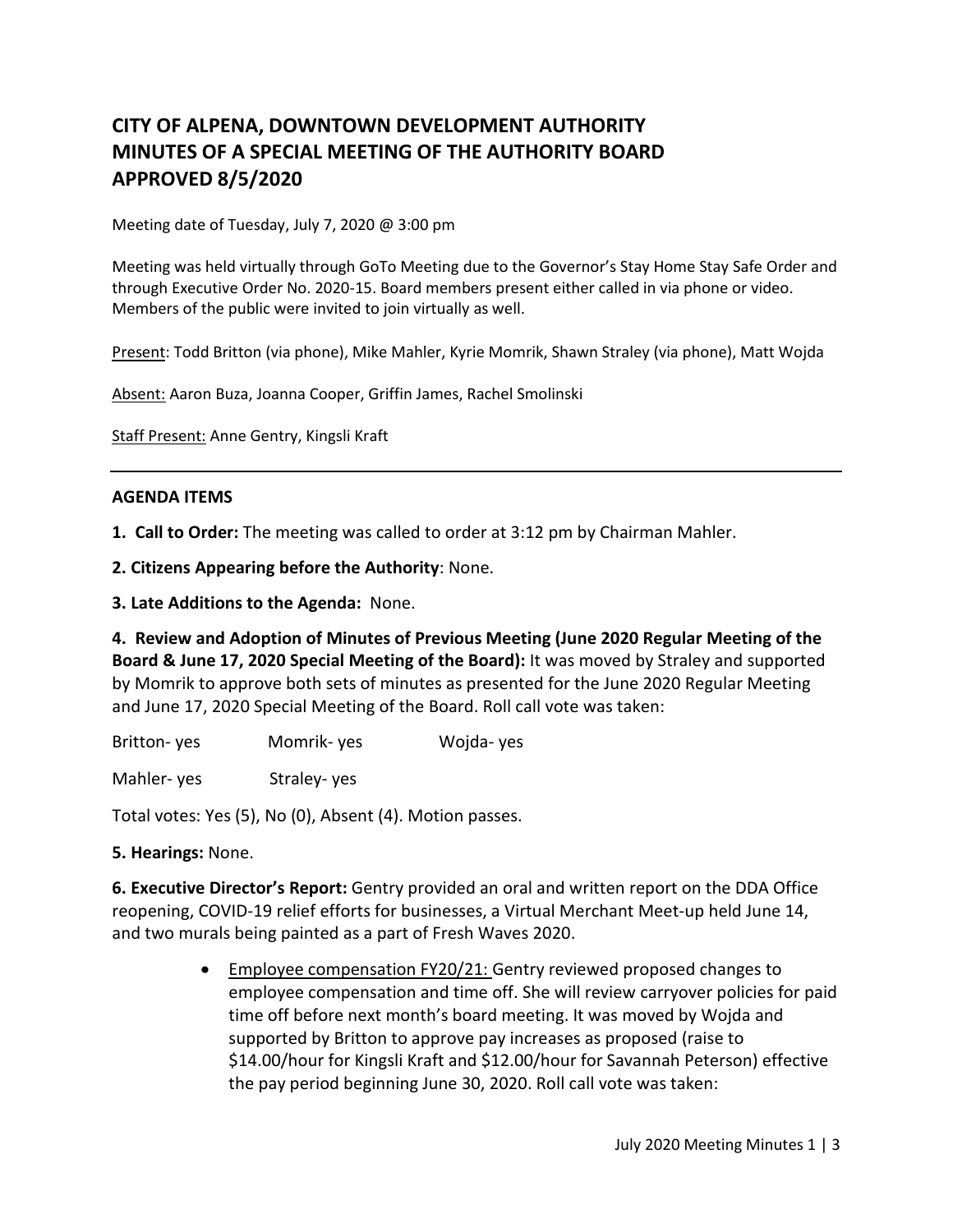# CITY OF ALPENA, DOWNTOWN DEVELOPMENT AUTHORITY
# MINUTES OF A SPECIAL MEETING OF THE AUTHORITY BOARD
# APPROVED 8/5/2020

Meeting date of Tuesday, July 7, 2020 @ 3:00 pm

Meeting was held virtually through GoTo Meeting due to the Governor's Stay Home Stay Safe Order and through Executive Order No. 2020-15. Board members present either called in via phone or video. Members of the public were invited to join virtually as well.

Present: Todd Britton (via phone), Mike Mahler, Kyrie Momrik, Shawn Straley (via phone), Matt Wojda

Absent: Aaron Buza, Joanna Cooper, Griffin James, Rachel Smolinski

Staff Present: Anne Gentry, Kingsli Kraft

---

**AGENDA ITEMS**

**1. Call to Order:** The meeting was called to order at 3:12 pm by Chairman Mahler.

**2. Citizens Appearing before the Authority**: None.

**3. Late Additions to the Agenda:** None.

**4. Review and Adoption of Minutes of Previous Meeting (June 2020 Regular Meeting of the Board & June 17, 2020 Special Meeting of the Board):** It was moved by Straley and supported by Momrik to approve both sets of minutes as presented for the June 2020 Regular Meeting and June 17, 2020 Special Meeting of the Board. Roll call vote was taken:

Britton- yes    Momrik- yes    Wojda- yes

Mahler- yes    Straley- yes

Total votes: Yes (5), No (0), Absent (4). Motion passes.

**5. Hearings:** None.

**6. Executive Director's Report:** Gentry provided an oral and written report on the DDA Office reopening, COVID-19 relief efforts for businesses, a Virtual Merchant Meet-up held June 14, and two murals being painted as a part of Fresh Waves 2020.

- Employee compensation FY20/21: Gentry reviewed proposed changes to employee compensation and time off. She will review carryover policies for paid time off before next month's board meeting. It was moved by Wojda and supported by Britton to approve pay increases as proposed (raise to $14.00/hour for Kingsli Kraft and $12.00/hour for Savannah Peterson) effective the pay period beginning June 30, 2020. Roll call vote was taken: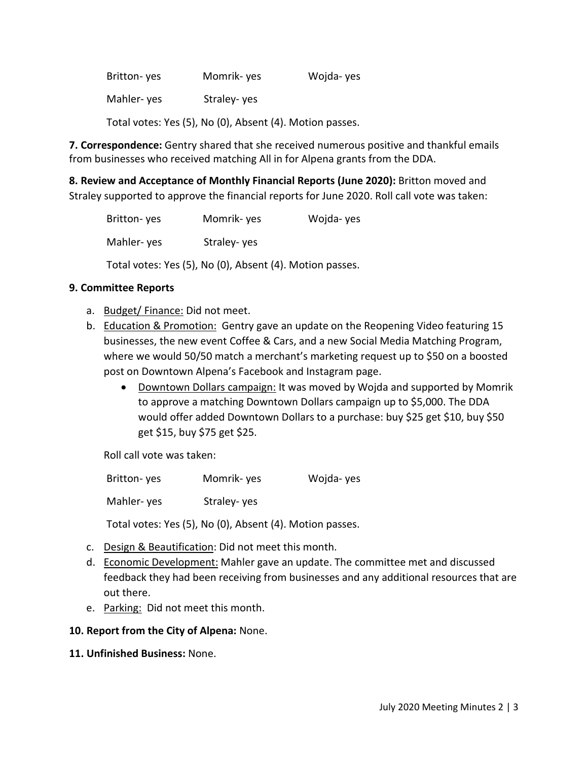Britton- yes Momrik- yes Wojda- yes

Mahler- yes Straley- yes

Total votes: Yes (5), No (0), Absent (4). Motion passes.

**7. Correspondence:** Gentry shared that she received numerous positive and thankful emails from businesses who received matching All in for Alpena grants from the DDA.

**8. Review and Acceptance of Monthly Financial Reports (June 2020):** Britton moved and Straley supported to approve the financial reports for June 2020. Roll call vote was taken:

Britton- yes Momrik- yes Wojda- yes

Mahler- yes Straley- yes

Total votes: Yes (5), No (0), Absent (4). Motion passes.

**9. Committee Reports**

a. Budget/ Finance: Did not meet.
b. Education & Promotion: Gentry gave an update on the Reopening Video featuring 15 businesses, the new event Coffee & Cars, and a new Social Media Matching Program, where we would 50/50 match a merchant's marketing request up to $50 on a boosted post on Downtown Alpena's Facebook and Instagram page.
   - Downtown Dollars campaign: It was moved by Wojda and supported by Momrik to approve a matching Downtown Dollars campaign up to $5,000. The DDA would offer added Downtown Dollars to a purchase: buy $25 get $10, buy $50 get $15, buy $75 get $25.

   Roll call vote was taken:

   Britton- yes Momrik- yes Wojda- yes

   Mahler- yes Straley- yes

   Total votes: Yes (5), No (0), Absent (4). Motion passes.
c. Design & Beautification: Did not meet this month.
d. Economic Development: Mahler gave an update. The committee met and discussed feedback they had been receiving from businesses and any additional resources that are out there.
e. Parking: Did not meet this month.

**10. Report from the City of Alpena:** None.

**11. Unfinished Business:** None.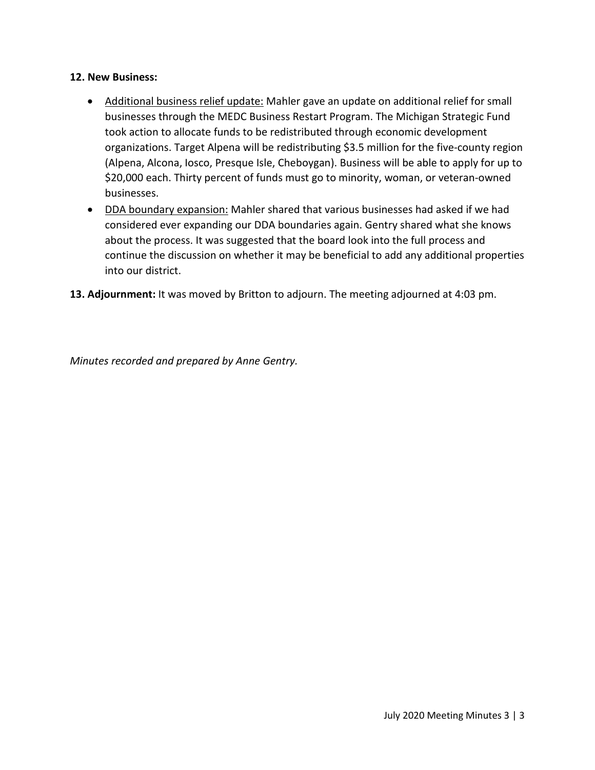**12. New Business:**

- Additional business relief update: Mahler gave an update on additional relief for small businesses through the MEDC Business Restart Program. The Michigan Strategic Fund took action to allocate funds to be redistributed through economic development organizations. Target Alpena will be redistributing $3.5 million for the five-county region (Alpena, Alcona, Iosco, Presque Isle, Cheboygan). Business will be able to apply for up to $20,000 each. Thirty percent of funds must go to minority, woman, or veteran-owned businesses.
- DDA boundary expansion: Mahler shared that various businesses had asked if we had considered ever expanding our DDA boundaries again. Gentry shared what she knows about the process. It was suggested that the board look into the full process and continue the discussion on whether it may be beneficial to add any additional properties into our district.

**13. Adjournment:** It was moved by Britton to adjourn. The meeting adjourned at 4:03 pm.

*Minutes recorded and prepared by Anne Gentry.*